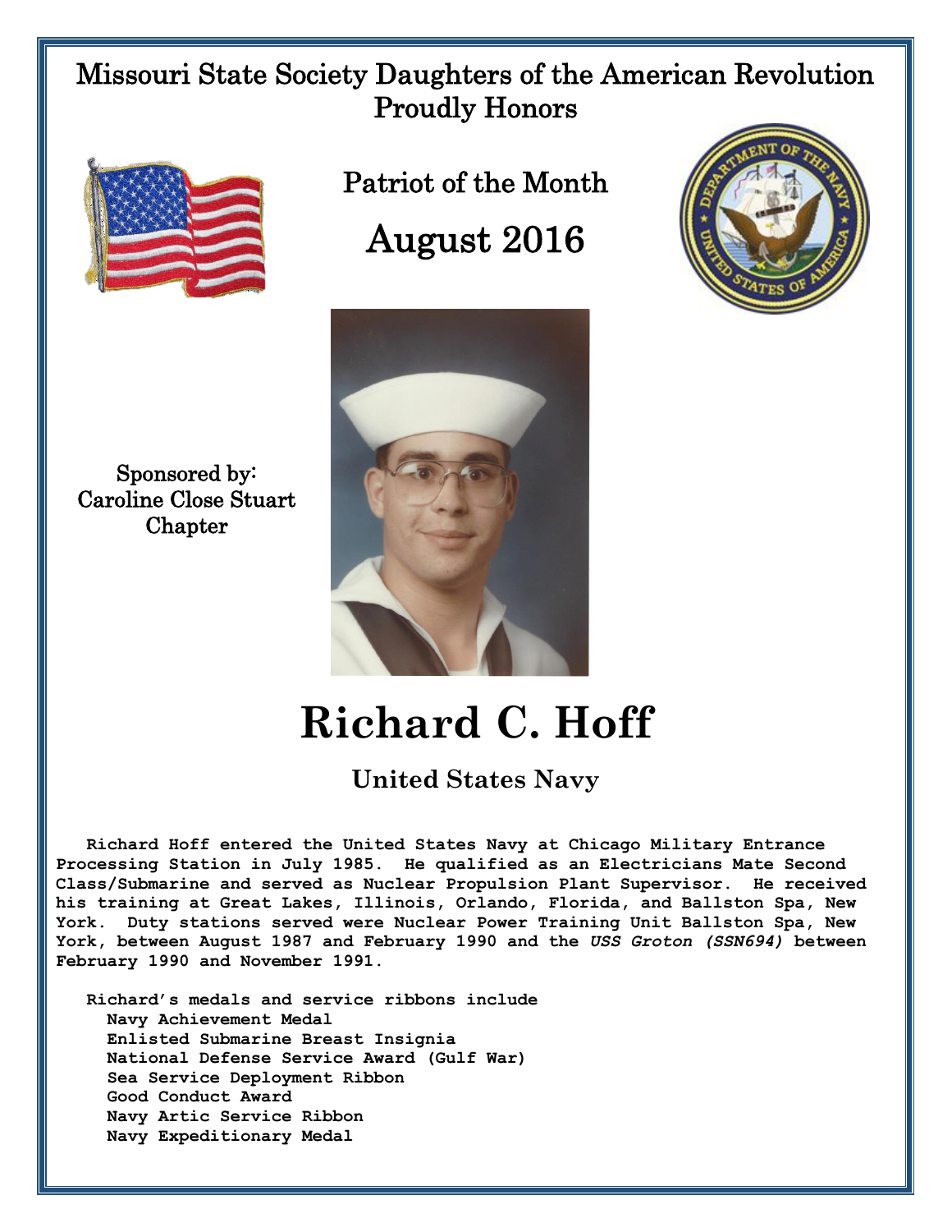Missouri State Society Daughters of the American Revolution
Proudly Honors

## Patriot of the Month

## August 2016

Sponsored by:
Caroline Close Stuart
Chapter

# Richard C. Hoff

### United States Navy

Richard Hoff entered the United States Navy at Chicago Military Entrance Processing Station in July 1985. He qualified as an Electricians Mate Second Class/Submarine and served as Nuclear Propulsion Plant Supervisor. He received his training at Great Lakes, Illinois, Orlando, Florida, and Ballston Spa, New York. Duty stations served were Nuclear Power Training Unit Ballston Spa, New York, between August 1987 and February 1990 and the *USS Groton (SSN694)* between February 1990 and November 1991.

Richard's medals and service ribbons include

- Navy Achievement Medal
- Enlisted Submarine Breast Insignia
- National Defense Service Award (Gulf War)
- Sea Service Deployment Ribbon
- Good Conduct Award
- Navy Artic Service Ribbon
- Navy Expeditionary Medal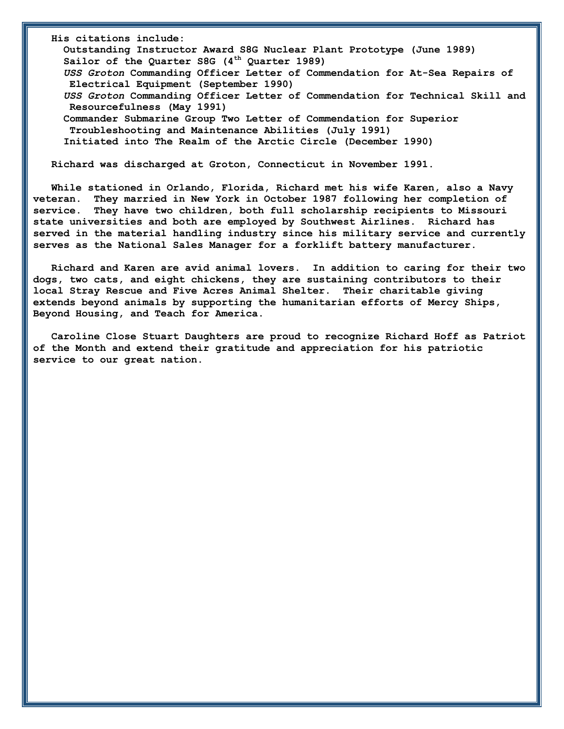His citations include:

- Outstanding Instructor Award S8G Nuclear Plant Prototype (June 1989)
- Sailor of the Quarter S8G (4th Quarter 1989)
- *USS Groton* Commanding Officer Letter of Commendation for At-Sea Repairs of Electrical Equipment (September 1990)
- *USS Groton* Commanding Officer Letter of Commendation for Technical Skill and Resourcefulness (May 1991)
- Commander Submarine Group Two Letter of Commendation for Superior Troubleshooting and Maintenance Abilities (July 1991)
- Initiated into The Realm of the Arctic Circle (December 1990)

Richard was discharged at Groton, Connecticut in November 1991.

While stationed in Orlando, Florida, Richard met his wife Karen, also a Navy veteran. They married in New York in October 1987 following her completion of service. They have two children, both full scholarship recipients to Missouri state universities and both are employed by Southwest Airlines. Richard has served in the material handling industry since his military service and currently serves as the National Sales Manager for a forklift battery manufacturer.

Richard and Karen are avid animal lovers. In addition to caring for their two dogs, two cats, and eight chickens, they are sustaining contributors to their local Stray Rescue and Five Acres Animal Shelter. Their charitable giving extends beyond animals by supporting the humanitarian efforts of Mercy Ships, Beyond Housing, and Teach for America.

Caroline Close Stuart Daughters are proud to recognize Richard Hoff as Patriot of the Month and extend their gratitude and appreciation for his patriotic service to our great nation.